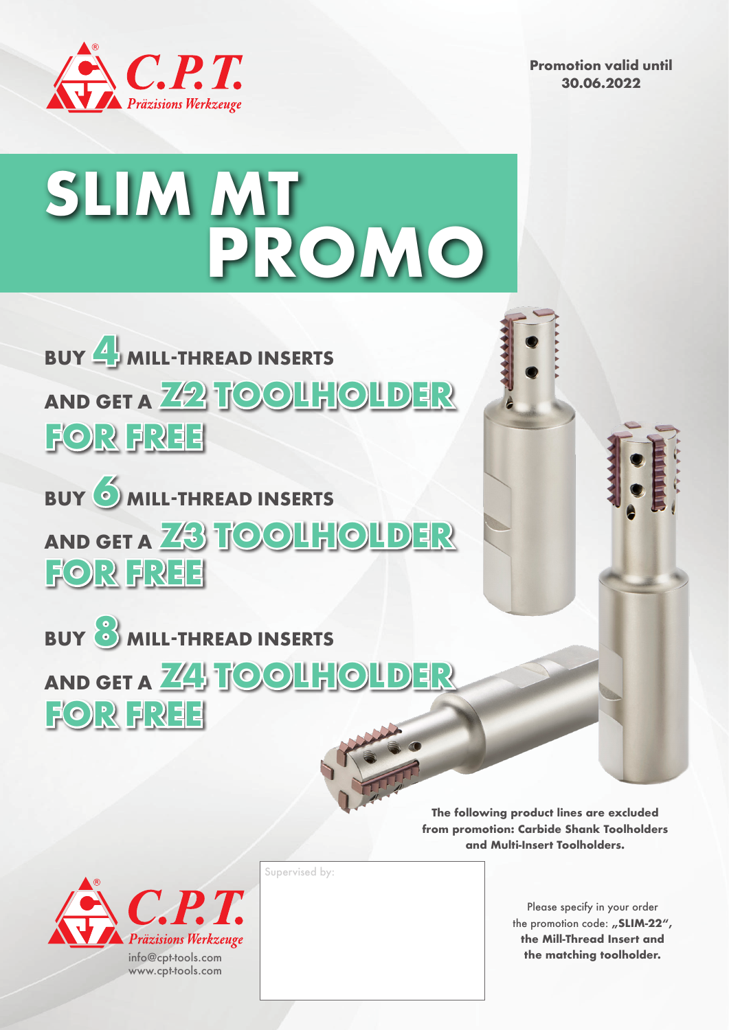C.P.T. Präzisions Werkzeuge

**Promotion valid until 30.06.2022**

# SLIM MT PROMO

## BUY 4 MILL-THREAD INSERTS AND GET A Z2 TOOLHOLDER FOR FREE

## BUY 6 MILL-THREAD INSERTS AND GET A Z3 TOOLHOLDER FOR FREE

## BUY 8 MILL-THREAD INSERTS AND GET A Z4 TOOLHOLDER FOR FREE

**The following product lines are excluded from promotion: Carbide Shank Toolholders and Multi-Insert Toolholders.**

C.P.T. Präzisions Werkzeuge
info@cpt-tools.com
www.cpt-tools.com

Supervised by:

Please specify in your order the promotion code: **„SLIM-22", the Mill-Thread Insert and the matching toolholder.**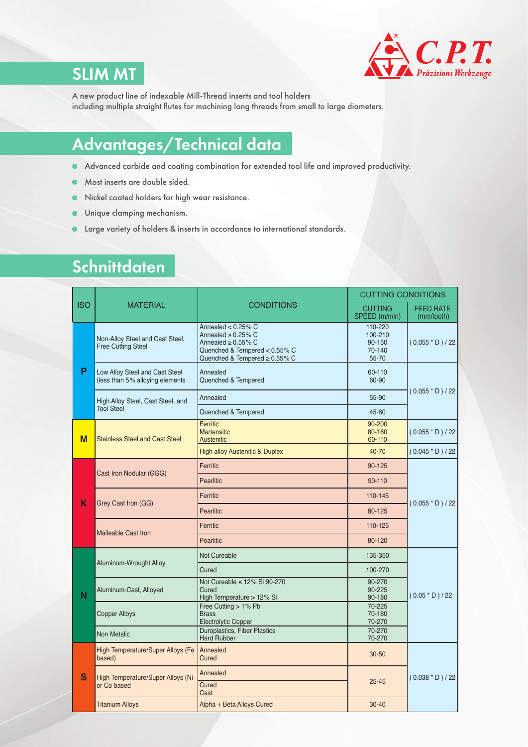C.P.T. Präzisions Werkzeuge

## SLIM MT

A new product line of indexable Mill-Thread inserts and tool holders including multiple straight flutes for machining long threads from small to large diameters.

## Advantages/Technical data

- Advanced carbide and coating combination for extended tool life and improved productivity.
- Most inserts are double sided.
- Nickel coated holders for high wear resistance.
- Unique clamping mechanism.
- Large variety of holders & inserts in accordance to international standards.

## Schnittdaten

| ISO | MATERIAL | CONDITIONS | CUTTING CONDITIONS | |
|---|---|---|---|---|
| | | | CUTTING SPEED (m/min) | FEED RATE (mm/tooth) |
| P | Non-Alloy Steel and Cast Steel, Free Cutting Steel | Annealed < 0.25% C<br>Annealed ≥ 0.25% C<br>Annealed ≥ 0.55% C<br>Quenched & Tempered < 0.55% C<br>Quenched & Tempered ≥ 0.55% C | 110-220<br>100-210<br>90-150<br>70-140<br>55-70 | ( 0.055 * D ) / 22 |
| | Low Alloy Steel and Cast Steel (less than 5% alloying elements | Annealed<br>Quenched & Tempered | 60-110<br>60-90 | ( 0.055 * D ) / 22 |
| | High Alloy Steel, Cast Steel, and Tool Steel | Annealed | 55-90 | |
| | | Quenched & Tempered | 45-80 | |
| M | Stainless Steel and Cast Steel | Ferritic<br>Martensitic<br>Austenitic | 90-200<br>80-160<br>60-110 | ( 0.055 * D ) / 22 |
| | | High alloy Austenitic & Duplex | 40-70 | ( 0.045 * D ) / 22 |
| K | Cast Iron Nodular (GGG) | Ferritic | 90-125 | ( 0.055 * D ) / 22 |
| | | Pearlitic | 90-110 | |
| | Grey Cast Iron (GG) | Ferritic | 110-145 | |
| | | Pearlitic | 80-125 | |
| | Malleable Cast Iron | Ferritic | 110-125 | |
| | | Pearlitic | 80-120 | |
| N | Aluminum-Wrought Alloy | Not Cureable | 135-350 | ( 0.05 * D ) / 22 |
| | | Cured | 100-270 | |
| | Aluminum-Cast, Alloyed | Not Cureable ≤ 12% Si 90-270<br>Cured<br>High Temperature > 12% Si | 90-270<br>90-225<br>90-180 | |
| | Copper Alloys | Free Cutting > 1% Pb<br>Brass<br>Electrolytic Copper | 70-225<br>70-180<br>70-270 | |
| | Non Metalic | Duroplastics, Fiber Plastics<br>Hard Rubber | 70-270<br>70-270 | |
| S | High Temperature/Super Alloys (Fe based) | Annealed<br>Cured | 30-50 | ( 0.038 * D ) / 22 |
| | High Temperature/Super Alloys (Ni or Co based | Annealed | 25-45 | |
| | | Cured<br>Cast | | |
| | Titanium Alloys | Alpha + Beta Alloys Cured | 30-40 | |